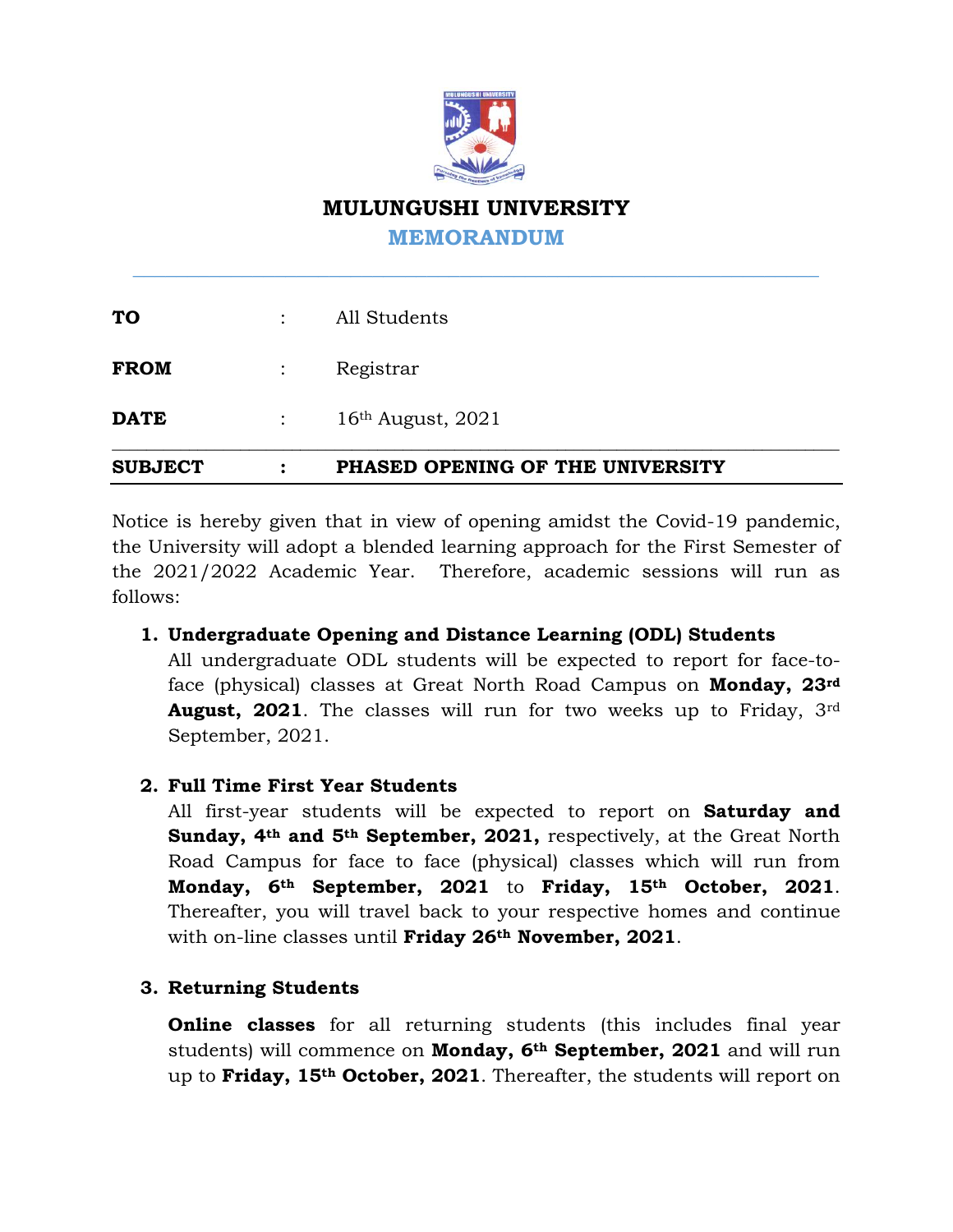# MULUNGUSHI UNIVERSITY

## MEMORANDUM

| | | |
|---|---|---|
| **TO** | : | All Students |
| **FROM** | : | Registrar |
| **DATE** | : | 16th August, 2021 |
| **SUBJECT** | : | **PHASED OPENING OF THE UNIVERSITY** |

Notice is hereby given that in view of opening amidst the Covid-19 pandemic, the University will adopt a blended learning approach for the First Semester of the 2021/2022 Academic Year. Therefore, academic sessions will run as follows:

1. **Undergraduate Opening and Distance Learning (ODL) Students**
   All undergraduate ODL students will be expected to report for face-to-face (physical) classes at Great North Road Campus on **Monday, 23rd August, 2021**. The classes will run for two weeks up to Friday, 3rd September, 2021.

2. **Full Time First Year Students**
   All first-year students will be expected to report on **Saturday and Sunday, 4th and 5th September, 2021,** respectively, at the Great North Road Campus for face to face (physical) classes which will run from **Monday, 6th September, 2021** to **Friday, 15th October, 2021**. Thereafter, you will travel back to your respective homes and continue with on-line classes until **Friday 26th November, 2021**.

3. **Returning Students**

   **Online classes** for all returning students (this includes final year students) will commence on **Monday, 6th September, 2021** and will run up to **Friday, 15th October, 2021**. Thereafter, the students will report on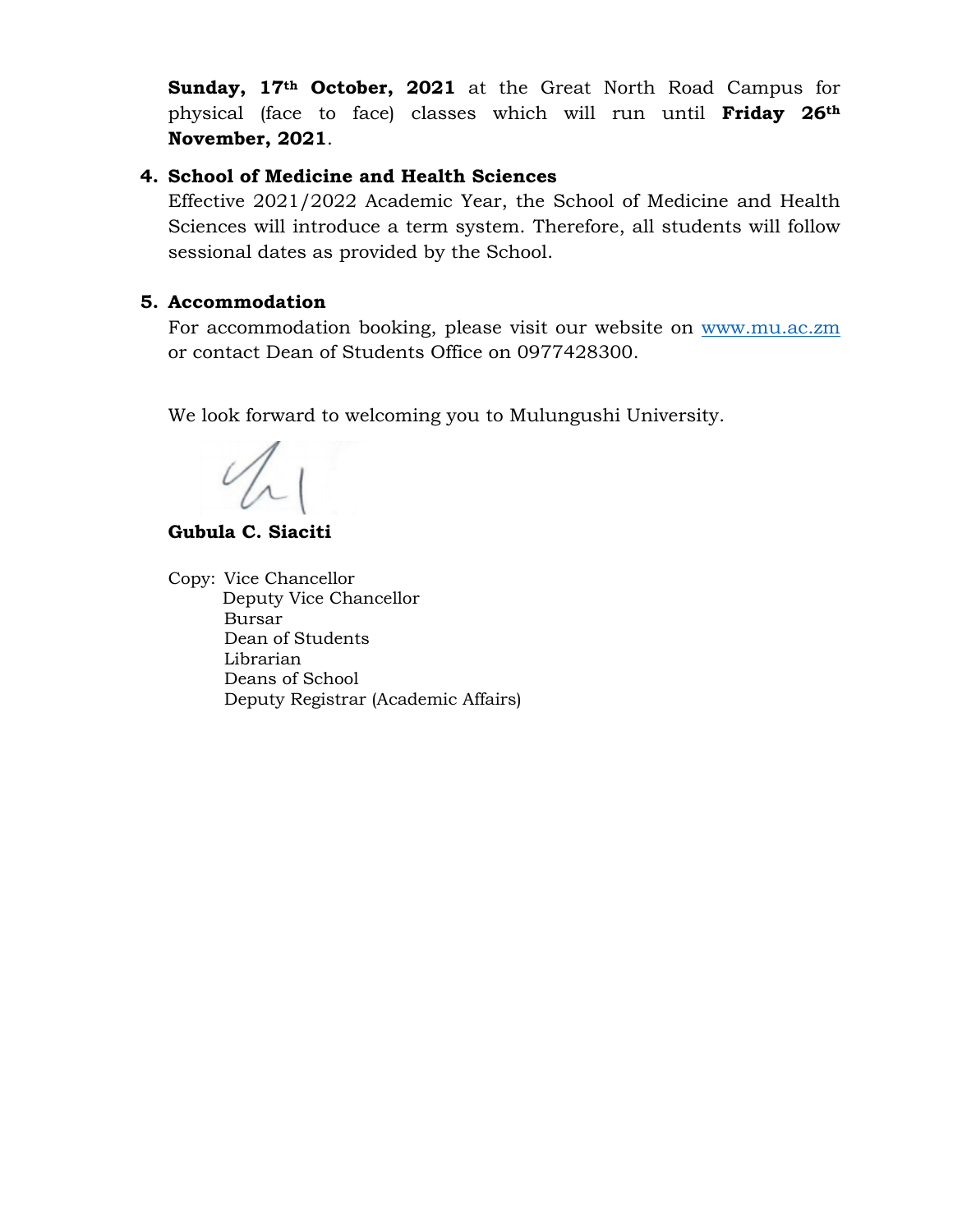**Sunday, 17th October, 2021** at the Great North Road Campus for physical (face to face) classes which will run until **Friday 26th November, 2021**.

4. **School of Medicine and Health Sciences**
   Effective 2021/2022 Academic Year, the School of Medicine and Health Sciences will introduce a term system. Therefore, all students will follow sessional dates as provided by the School.

5. **Accommodation**
   For accommodation booking, please visit our website on www.mu.ac.zm or contact Dean of Students Office on 0977428300.

We look forward to welcoming you to Mulungushi University.

**Gubula C. Siaciti**

Copy: Vice Chancellor
Deputy Vice Chancellor
Bursar
Dean of Students
Librarian
Deans of School
Deputy Registrar (Academic Affairs)